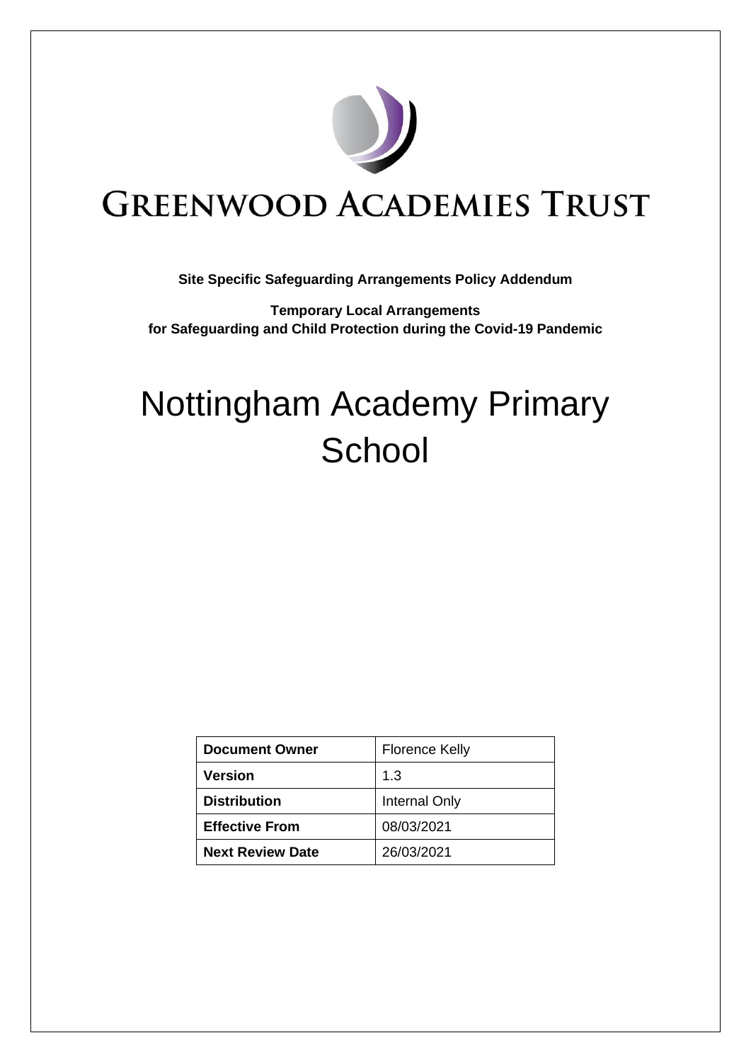# GREENWOOD ACADEMIES TRUST

**Site Specific Safeguarding Arrangements Policy Addendum**

**Temporary Local Arrangements for Safeguarding and Child Protection during the Covid-19 Pandemic**

# Nottingham Academy Primary School

| **Document Owner** | Florence Kelly |
|---|---|
| **Version** | 1.3 |
| **Distribution** | Internal Only |
| **Effective From** | 08/03/2021 |
| **Next Review Date** | 26/03/2021 |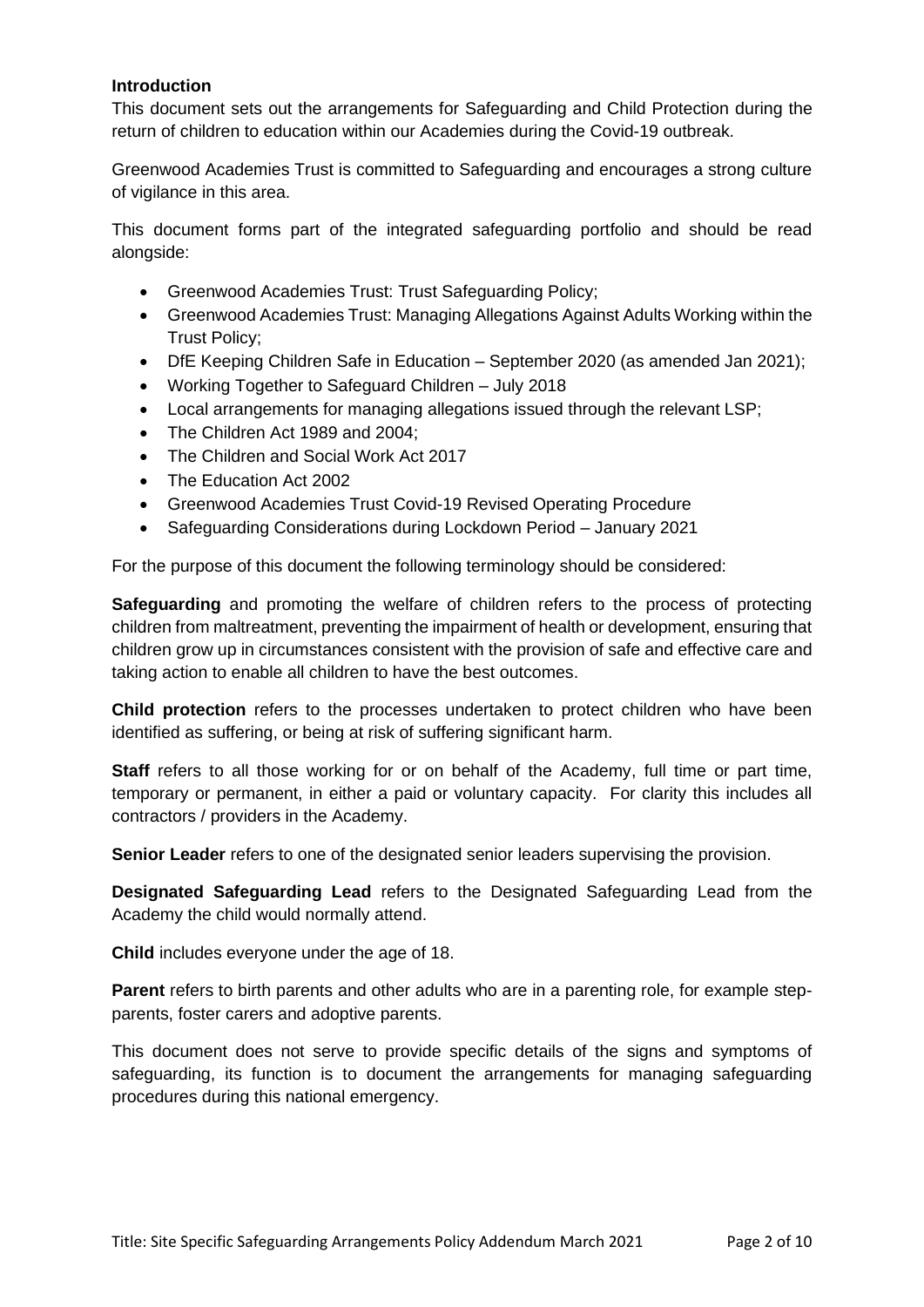**Introduction**

This document sets out the arrangements for Safeguarding and Child Protection during the return of children to education within our Academies during the Covid-19 outbreak.

Greenwood Academies Trust is committed to Safeguarding and encourages a strong culture of vigilance in this area.

This document forms part of the integrated safeguarding portfolio and should be read alongside:

- Greenwood Academies Trust: Trust Safeguarding Policy;
- Greenwood Academies Trust: Managing Allegations Against Adults Working within the Trust Policy;
- DfE Keeping Children Safe in Education – September 2020 (as amended Jan 2021);
- Working Together to Safeguard Children – July 2018
- Local arrangements for managing allegations issued through the relevant LSP;
- The Children Act 1989 and 2004;
- The Children and Social Work Act 2017
- The Education Act 2002
- Greenwood Academies Trust Covid-19 Revised Operating Procedure
- Safeguarding Considerations during Lockdown Period – January 2021

For the purpose of this document the following terminology should be considered:

**Safeguarding** and promoting the welfare of children refers to the process of protecting children from maltreatment, preventing the impairment of health or development, ensuring that children grow up in circumstances consistent with the provision of safe and effective care and taking action to enable all children to have the best outcomes.

**Child protection** refers to the processes undertaken to protect children who have been identified as suffering, or being at risk of suffering significant harm.

**Staff** refers to all those working for or on behalf of the Academy, full time or part time, temporary or permanent, in either a paid or voluntary capacity. For clarity this includes all contractors / providers in the Academy.

**Senior Leader** refers to one of the designated senior leaders supervising the provision.

**Designated Safeguarding Lead** refers to the Designated Safeguarding Lead from the Academy the child would normally attend.

**Child** includes everyone under the age of 18.

**Parent** refers to birth parents and other adults who are in a parenting role, for example step-parents, foster carers and adoptive parents.

This document does not serve to provide specific details of the signs and symptoms of safeguarding, its function is to document the arrangements for managing safeguarding procedures during this national emergency.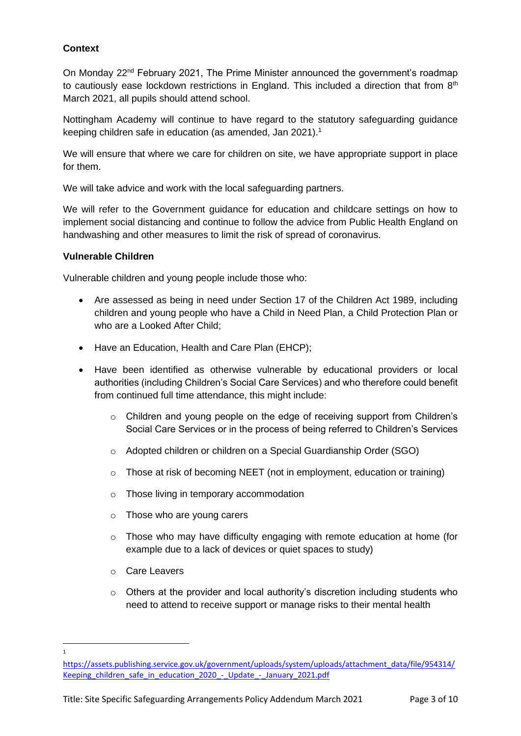**Context**

On Monday 22nd February 2021, The Prime Minister announced the government's roadmap to cautiously ease lockdown restrictions in England. This included a direction that from 8th March 2021, all pupils should attend school.

Nottingham Academy will continue to have regard to the statutory safeguarding guidance keeping children safe in education (as amended, Jan 2021).[1]

We will ensure that where we care for children on site, we have appropriate support in place for them.

We will take advice and work with the local safeguarding partners.

We will refer to the Government guidance for education and childcare settings on how to implement social distancing and continue to follow the advice from Public Health England on handwashing and other measures to limit the risk of spread of coronavirus.

**Vulnerable Children**

Vulnerable children and young people include those who:

- Are assessed as being in need under Section 17 of the Children Act 1989, including children and young people who have a Child in Need Plan, a Child Protection Plan or who are a Looked After Child;
- Have an Education, Health and Care Plan (EHCP);
- Have been identified as otherwise vulnerable by educational providers or local authorities (including Children's Social Care Services) and who therefore could benefit from continued full time attendance, this might include:
  - Children and young people on the edge of receiving support from Children's Social Care Services or in the process of being referred to Children's Services
  - Adopted children or children on a Special Guardianship Order (SGO)
  - Those at risk of becoming NEET (not in employment, education or training)
  - Those living in temporary accommodation
  - Those who are young carers
  - Those who may have difficulty engaging with remote education at home (for example due to a lack of devices or quiet spaces to study)
  - Care Leavers
  - Others at the provider and local authority's discretion including students who need to attend to receive support or manage risks to their mental health

[1] https://assets.publishing.service.gov.uk/government/uploads/system/uploads/attachment_data/file/954314/Keeping_children_safe_in_education_2020_-_Update_-_January_2021.pdf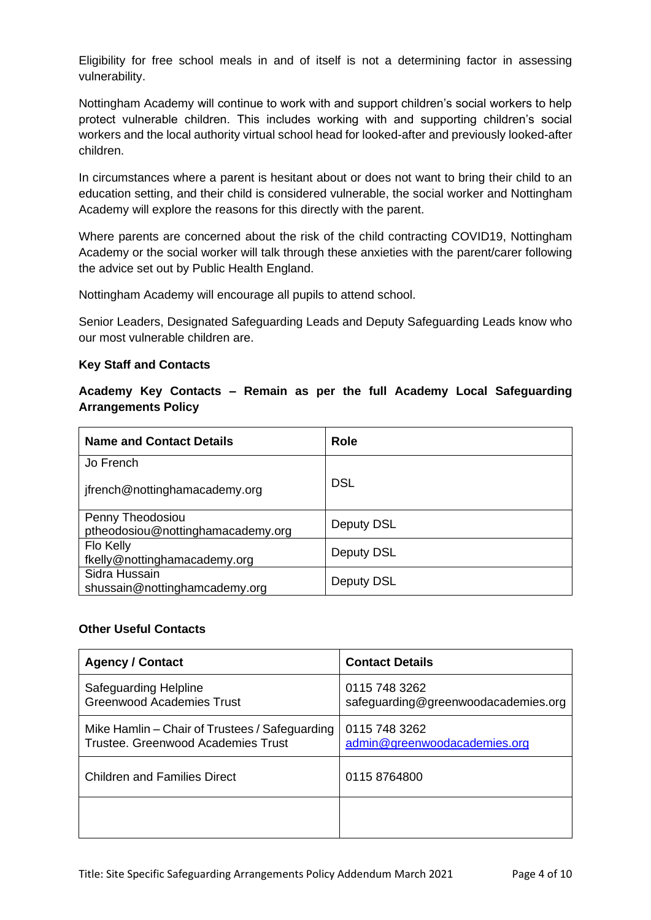Eligibility for free school meals in and of itself is not a determining factor in assessing vulnerability.

Nottingham Academy will continue to work with and support children's social workers to help protect vulnerable children. This includes working with and supporting children's social workers and the local authority virtual school head for looked-after and previously looked-after children.

In circumstances where a parent is hesitant about or does not want to bring their child to an education setting, and their child is considered vulnerable, the social worker and Nottingham Academy will explore the reasons for this directly with the parent.

Where parents are concerned about the risk of the child contracting COVID19, Nottingham Academy or the social worker will talk through these anxieties with the parent/carer following the advice set out by Public Health England.

Nottingham Academy will encourage all pupils to attend school.

Senior Leaders, Designated Safeguarding Leads and Deputy Safeguarding Leads know who our most vulnerable children are.

**Key Staff and Contacts**

**Academy Key Contacts – Remain as per the full Academy Local Safeguarding Arrangements Policy**

| Name and Contact Details | Role |
|---|---|
| Jo French<br>jfrench@nottinghamacademy.org | DSL |
| Penny Theodosiou<br>ptheodosiou@nottinghamacademy.org | Deputy DSL |
| Flo Kelly<br>fkelly@nottinghamacademy.org | Deputy DSL |
| Sidra Hussain<br>shussain@nottinghamcademy.org | Deputy DSL |

**Other Useful Contacts**

| Agency / Contact | Contact Details |
|---|---|
| Safeguarding Helpline<br>Greenwood Academies Trust | 0115 748 3262<br>safeguarding@greenwoodacademies.org |
| Mike Hamlin – Chair of Trustees / Safeguarding Trustee. Greenwood Academies Trust | 0115 748 3262<br>admin@greenwoodacademies.org |
| Children and Families Direct | 0115 8764800 |
| | |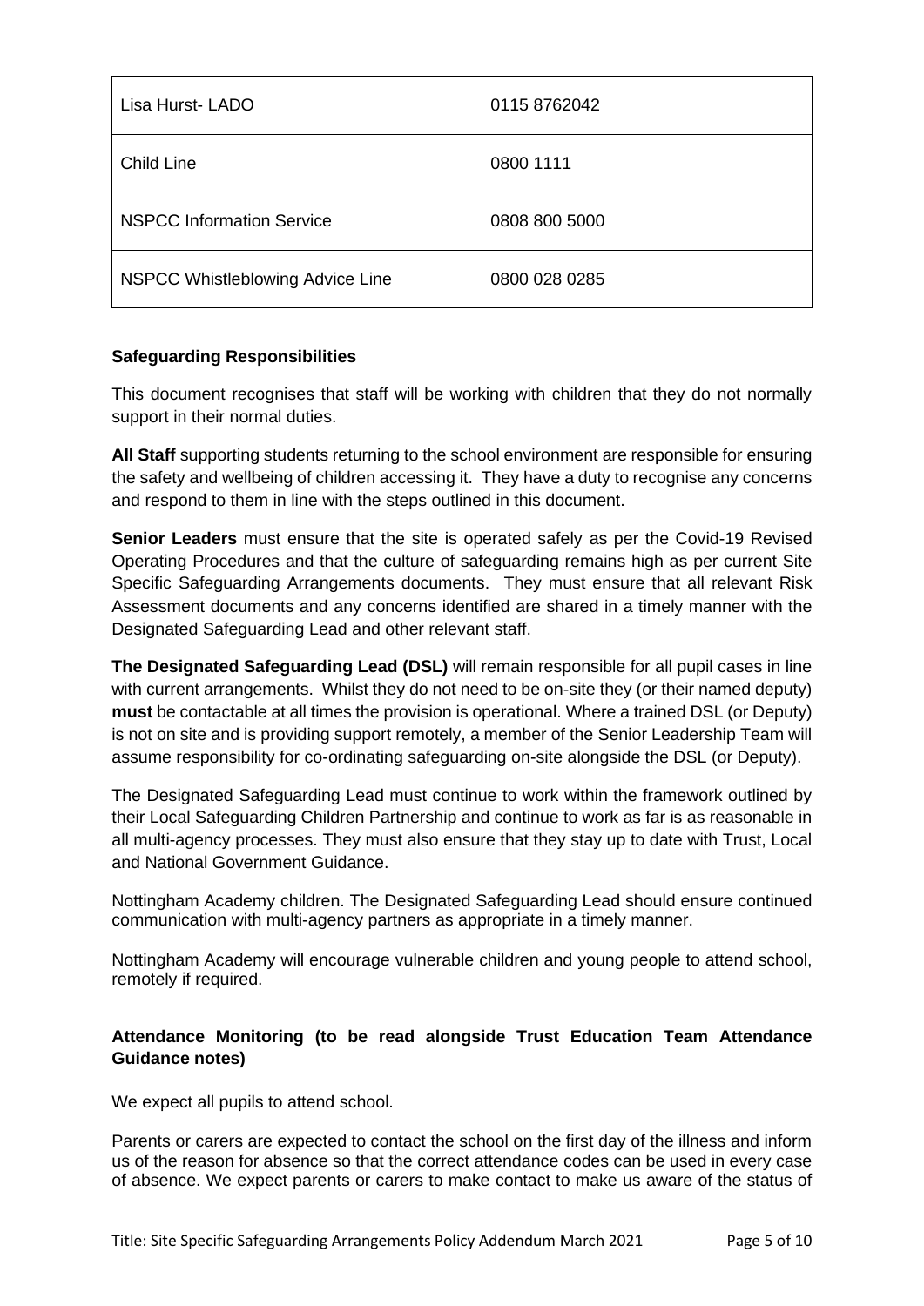| Lisa Hurst- LADO | 0115 8762042 |
|---|---|
| Child Line | 0800 1111 |
| NSPCC Information Service | 0808 800 5000 |
| NSPCC Whistleblowing Advice Line | 0800 028 0285 |

**Safeguarding Responsibilities**

This document recognises that staff will be working with children that they do not normally support in their normal duties.

**All Staff** supporting students returning to the school environment are responsible for ensuring the safety and wellbeing of children accessing it. They have a duty to recognise any concerns and respond to them in line with the steps outlined in this document.

**Senior Leaders** must ensure that the site is operated safely as per the Covid-19 Revised Operating Procedures and that the culture of safeguarding remains high as per current Site Specific Safeguarding Arrangements documents. They must ensure that all relevant Risk Assessment documents and any concerns identified are shared in a timely manner with the Designated Safeguarding Lead and other relevant staff.

**The Designated Safeguarding Lead (DSL)** will remain responsible for all pupil cases in line with current arrangements. Whilst they do not need to be on-site they (or their named deputy) **must** be contactable at all times the provision is operational. Where a trained DSL (or Deputy) is not on site and is providing support remotely, a member of the Senior Leadership Team will assume responsibility for co-ordinating safeguarding on-site alongside the DSL (or Deputy).

The Designated Safeguarding Lead must continue to work within the framework outlined by their Local Safeguarding Children Partnership and continue to work as far is as reasonable in all multi-agency processes. They must also ensure that they stay up to date with Trust, Local and National Government Guidance.

Nottingham Academy children. The Designated Safeguarding Lead should ensure continued communication with multi-agency partners as appropriate in a timely manner.

Nottingham Academy will encourage vulnerable children and young people to attend school, remotely if required.

**Attendance Monitoring (to be read alongside Trust Education Team Attendance Guidance notes)**

We expect all pupils to attend school.

Parents or carers are expected to contact the school on the first day of the illness and inform us of the reason for absence so that the correct attendance codes can be used in every case of absence. We expect parents or carers to make contact to make us aware of the status of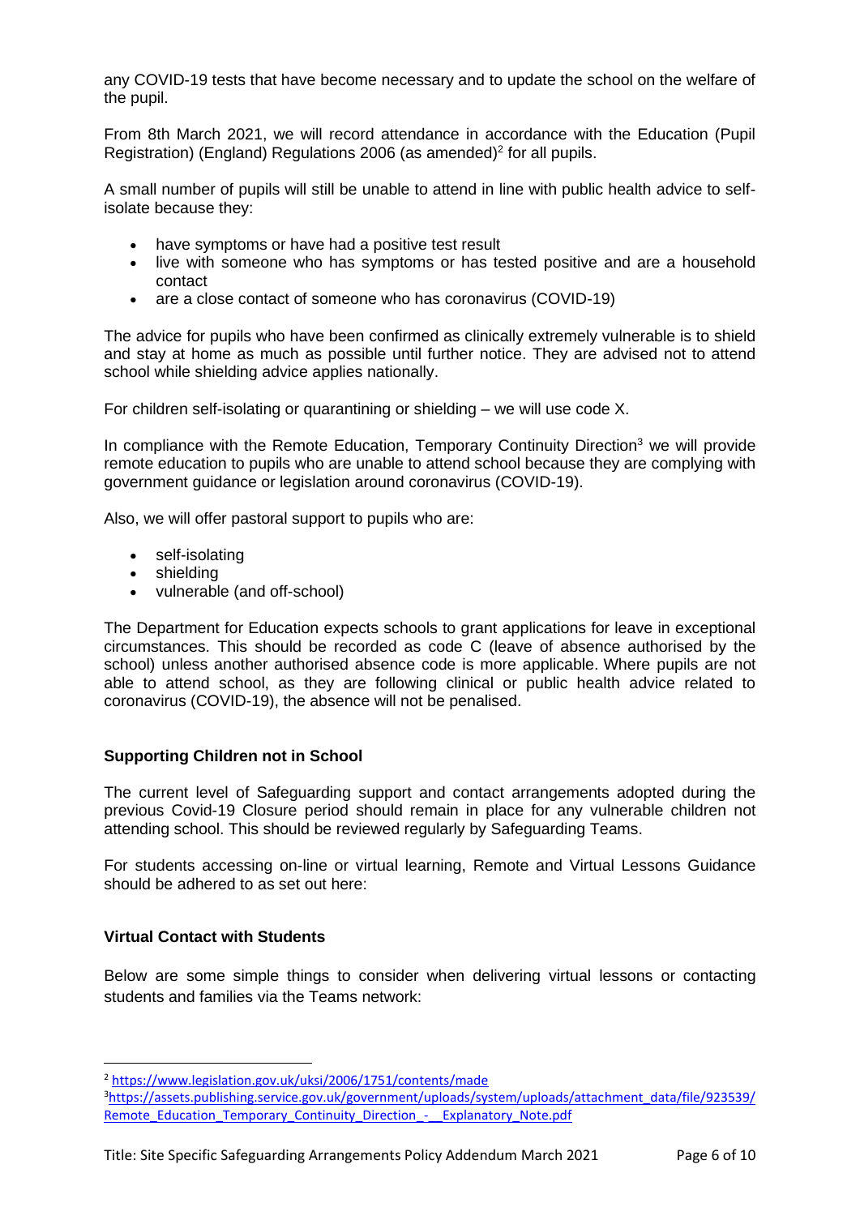any COVID-19 tests that have become necessary and to update the school on the welfare of the pupil.

From 8th March 2021, we will record attendance in accordance with the Education (Pupil Registration) (England) Regulations 2006 (as amended)[2] for all pupils.

A small number of pupils will still be unable to attend in line with public health advice to self-isolate because they:

- have symptoms or have had a positive test result
- live with someone who has symptoms or has tested positive and are a household contact
- are a close contact of someone who has coronavirus (COVID-19)

The advice for pupils who have been confirmed as clinically extremely vulnerable is to shield and stay at home as much as possible until further notice. They are advised not to attend school while shielding advice applies nationally.

For children self-isolating or quarantining or shielding – we will use code X.

In compliance with the Remote Education, Temporary Continuity Direction[3] we will provide remote education to pupils who are unable to attend school because they are complying with government guidance or legislation around coronavirus (COVID-19).

Also, we will offer pastoral support to pupils who are:

- self-isolating
- shielding
- vulnerable (and off-school)

The Department for Education expects schools to grant applications for leave in exceptional circumstances. This should be recorded as code C (leave of absence authorised by the school) unless another authorised absence code is more applicable. Where pupils are not able to attend school, as they are following clinical or public health advice related to coronavirus (COVID-19), the absence will not be penalised.

**Supporting Children not in School**

The current level of Safeguarding support and contact arrangements adopted during the previous Covid-19 Closure period should remain in place for any vulnerable children not attending school. This should be reviewed regularly by Safeguarding Teams.

For students accessing on-line or virtual learning, Remote and Virtual Lessons Guidance should be adhered to as set out here:

**Virtual Contact with Students**

Below are some simple things to consider when delivering virtual lessons or contacting students and families via the Teams network:

---

[2] https://www.legislation.gov.uk/uksi/2006/1751/contents/made

[3] https://assets.publishing.service.gov.uk/government/uploads/system/uploads/attachment_data/file/923539/Remote_Education_Temporary_Continuity_Direction_-__Explanatory_Note.pdf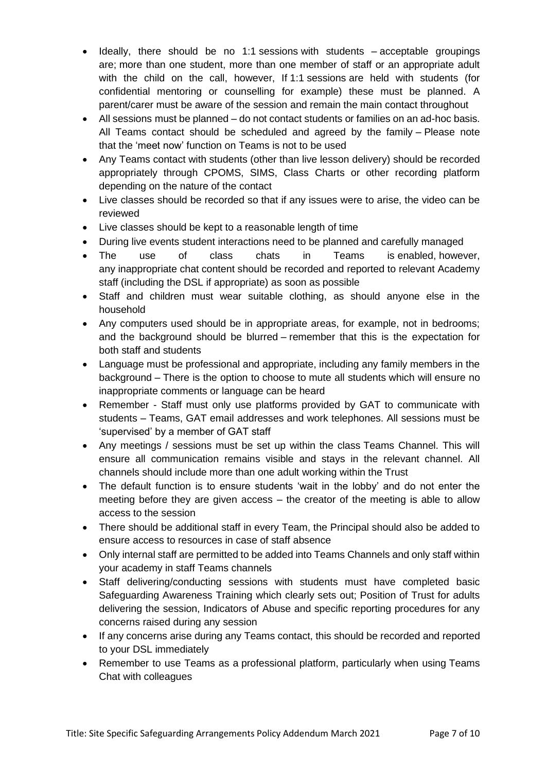- Ideally, there should be no 1:1 sessions with students – acceptable groupings are; more than one student, more than one member of staff or an appropriate adult with the child on the call, however, If 1:1 sessions are held with students (for confidential mentoring or counselling for example) these must be planned. A parent/carer must be aware of the session and remain the main contact throughout
- All sessions must be planned – do not contact students or families on an ad-hoc basis. All Teams contact should be scheduled and agreed by the family – Please note that the 'meet now' function on Teams is not to be used
- Any Teams contact with students (other than live lesson delivery) should be recorded appropriately through CPOMS, SIMS, Class Charts or other recording platform depending on the nature of the contact
- Live classes should be recorded so that if any issues were to arise, the video can be reviewed
- Live classes should be kept to a reasonable length of time
- During live events student interactions need to be planned and carefully managed
- The use of class chats in Teams is enabled, however, any inappropriate chat content should be recorded and reported to relevant Academy staff (including the DSL if appropriate) as soon as possible
- Staff and children must wear suitable clothing, as should anyone else in the household
- Any computers used should be in appropriate areas, for example, not in bedrooms; and the background should be blurred – remember that this is the expectation for both staff and students
- Language must be professional and appropriate, including any family members in the background – There is the option to choose to mute all students which will ensure no inappropriate comments or language can be heard
- Remember - Staff must only use platforms provided by GAT to communicate with students – Teams, GAT email addresses and work telephones. All sessions must be 'supervised' by a member of GAT staff
- Any meetings / sessions must be set up within the class Teams Channel. This will ensure all communication remains visible and stays in the relevant channel. All channels should include more than one adult working within the Trust
- The default function is to ensure students 'wait in the lobby' and do not enter the meeting before they are given access – the creator of the meeting is able to allow access to the session
- There should be additional staff in every Team, the Principal should also be added to ensure access to resources in case of staff absence
- Only internal staff are permitted to be added into Teams Channels and only staff within your academy in staff Teams channels
- Staff delivering/conducting sessions with students must have completed basic Safeguarding Awareness Training which clearly sets out; Position of Trust for adults delivering the session, Indicators of Abuse and specific reporting procedures for any concerns raised during any session
- If any concerns arise during any Teams contact, this should be recorded and reported to your DSL immediately
- Remember to use Teams as a professional platform, particularly when using Teams Chat with colleagues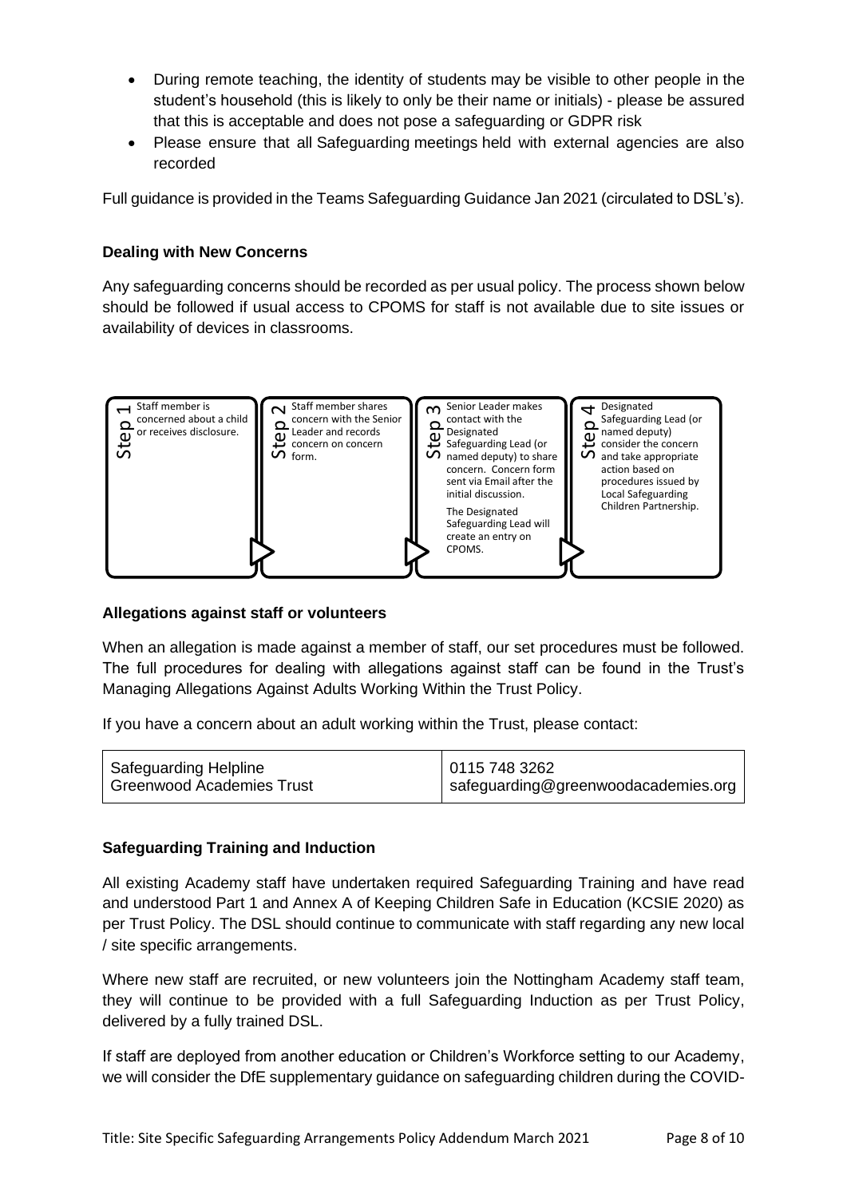- During remote teaching, the identity of students may be visible to other people in the student's household (this is likely to only be their name or initials) - please be assured that this is acceptable and does not pose a safeguarding or GDPR risk
- Please ensure that all Safeguarding meetings held with external agencies are also recorded

Full guidance is provided in the Teams Safeguarding Guidance Jan 2021 (circulated to DSL's).

**Dealing with New Concerns**

Any safeguarding concerns should be recorded as per usual policy. The process shown below should be followed if usual access to CPOMS for staff is not available due to site issues or availability of devices in classrooms.

**Step 1** – Staff member is concerned about a child or receives disclosure.

**Step 2** – Staff member shares concern with the Senior Leader and records concern on concern form.

**Step 3** – Senior Leader makes contact with the Designated Safeguarding Lead (or named deputy) to share concern. Concern form sent via Email after the initial discussion.

The Designated Safeguarding Lead will create an entry on CPOMS.

**Step 4** – Designated Safeguarding Lead (or named deputy) consider the concern and take appropriate action based on procedures issued by Local Safeguarding Children Partnership.

**Allegations against staff or volunteers**

When an allegation is made against a member of staff, our set procedures must be followed. The full procedures for dealing with allegations against staff can be found in the Trust's Managing Allegations Against Adults Working Within the Trust Policy.

If you have a concern about an adult working within the Trust, please contact:

| Safeguarding Helpline<br>Greenwood Academies Trust | 0115 748 3262<br>safeguarding@greenwoodacademies.org |
|---|---|

**Safeguarding Training and Induction**

All existing Academy staff have undertaken required Safeguarding Training and have read and understood Part 1 and Annex A of Keeping Children Safe in Education (KCSIE 2020) as per Trust Policy. The DSL should continue to communicate with staff regarding any new local / site specific arrangements.

Where new staff are recruited, or new volunteers join the Nottingham Academy staff team, they will continue to be provided with a full Safeguarding Induction as per Trust Policy, delivered by a fully trained DSL.

If staff are deployed from another education or Children's Workforce setting to our Academy, we will consider the DfE supplementary guidance on safeguarding children during the COVID-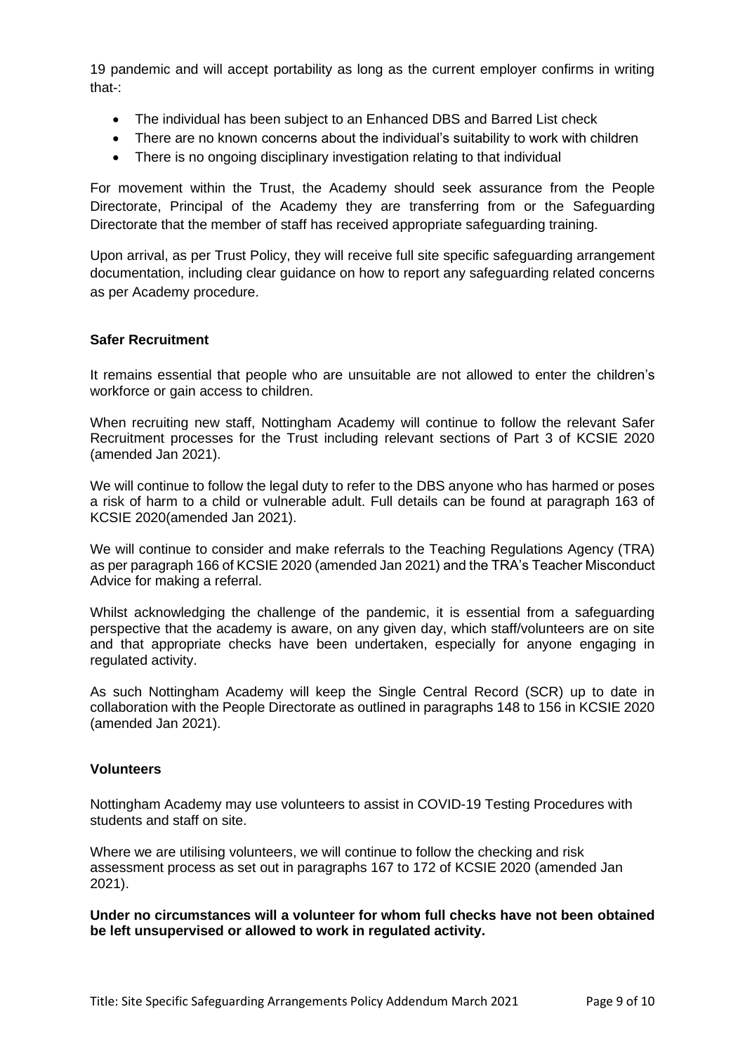19 pandemic and will accept portability as long as the current employer confirms in writing that-:

- The individual has been subject to an Enhanced DBS and Barred List check
- There are no known concerns about the individual's suitability to work with children
- There is no ongoing disciplinary investigation relating to that individual

For movement within the Trust, the Academy should seek assurance from the People Directorate, Principal of the Academy they are transferring from or the Safeguarding Directorate that the member of staff has received appropriate safeguarding training.

Upon arrival, as per Trust Policy, they will receive full site specific safeguarding arrangement documentation, including clear guidance on how to report any safeguarding related concerns as per Academy procedure.

**Safer Recruitment**

It remains essential that people who are unsuitable are not allowed to enter the children's workforce or gain access to children.

When recruiting new staff, Nottingham Academy will continue to follow the relevant Safer Recruitment processes for the Trust including relevant sections of Part 3 of KCSIE 2020 (amended Jan 2021).

We will continue to follow the legal duty to refer to the DBS anyone who has harmed or poses a risk of harm to a child or vulnerable adult. Full details can be found at paragraph 163 of KCSIE 2020(amended Jan 2021).

We will continue to consider and make referrals to the Teaching Regulations Agency (TRA) as per paragraph 166 of KCSIE 2020 (amended Jan 2021) and the TRA's Teacher Misconduct Advice for making a referral.

Whilst acknowledging the challenge of the pandemic, it is essential from a safeguarding perspective that the academy is aware, on any given day, which staff/volunteers are on site and that appropriate checks have been undertaken, especially for anyone engaging in regulated activity.

As such Nottingham Academy will keep the Single Central Record (SCR) up to date in collaboration with the People Directorate as outlined in paragraphs 148 to 156 in KCSIE 2020 (amended Jan 2021).

**Volunteers**

Nottingham Academy may use volunteers to assist in COVID-19 Testing Procedures with students and staff on site.

Where we are utilising volunteers, we will continue to follow the checking and risk assessment process as set out in paragraphs 167 to 172 of KCSIE 2020 (amended Jan 2021).

**Under no circumstances will a volunteer for whom full checks have not been obtained be left unsupervised or allowed to work in regulated activity.**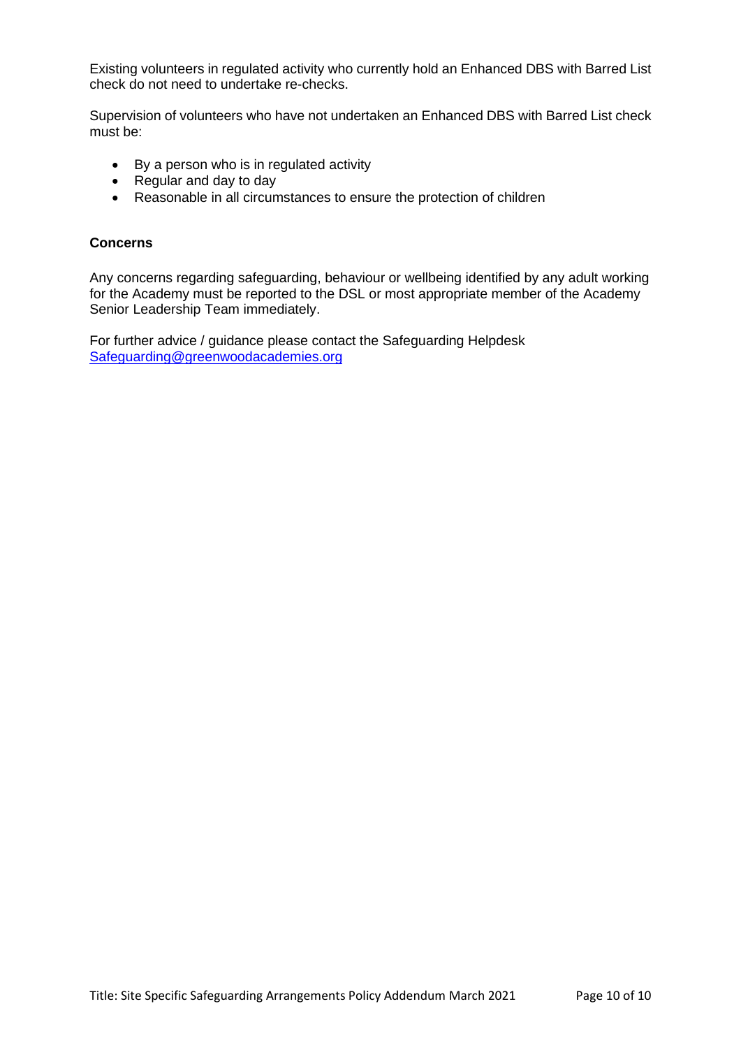Existing volunteers in regulated activity who currently hold an Enhanced DBS with Barred List check do not need to undertake re-checks.

Supervision of volunteers who have not undertaken an Enhanced DBS with Barred List check must be:

- By a person who is in regulated activity
- Regular and day to day
- Reasonable in all circumstances to ensure the protection of children

**Concerns**

Any concerns regarding safeguarding, behaviour or wellbeing identified by any adult working for the Academy must be reported to the DSL or most appropriate member of the Academy Senior Leadership Team immediately.

For further advice / guidance please contact the Safeguarding Helpdesk
Safeguarding@greenwoodacademies.org